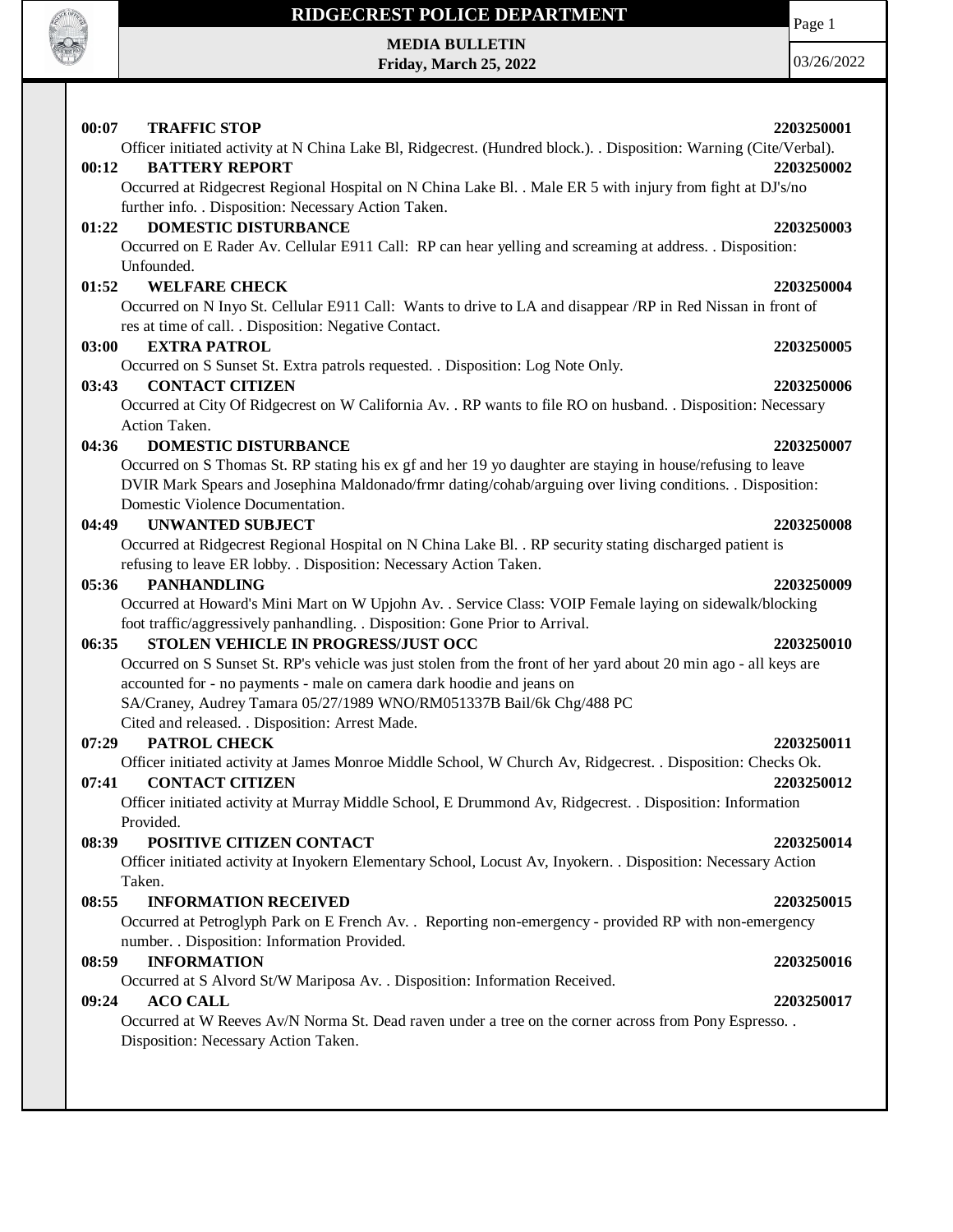# RIDGECREST POLICE DEPARTMENT

**MEDIA BULLETIN**
**Friday, March 25, 2022**

03/26/2022

**00:07 TRAFFIC STOP** **2203250001**
Officer initiated activity at N China Lake Bl, Ridgecrest. (Hundred block.). . Disposition: Warning (Cite/Verbal).

**00:12 BATTERY REPORT** **2203250002**
Occurred at Ridgecrest Regional Hospital on N China Lake Bl. . Male ER 5 with injury from fight at DJ's/no further info. . Disposition: Necessary Action Taken.

**01:22 DOMESTIC DISTURBANCE** **2203250003**
Occurred on E Rader Av. Cellular E911 Call: RP can hear yelling and screaming at address. . Disposition: Unfounded.

**01:52 WELFARE CHECK** **2203250004**
Occurred on N Inyo St. Cellular E911 Call: Wants to drive to LA and disappear /RP in Red Nissan in front of res at time of call. . Disposition: Negative Contact.

**03:00 EXTRA PATROL** **2203250005**
Occurred on S Sunset St. Extra patrols requested. . Disposition: Log Note Only.

**03:43 CONTACT CITIZEN** **2203250006**
Occurred at City Of Ridgecrest on W California Av. . RP wants to file RO on husband. . Disposition: Necessary Action Taken.

**04:36 DOMESTIC DISTURBANCE** **2203250007**
Occurred on S Thomas St. RP stating his ex gf and her 19 yo daughter are staying in house/refusing to leave DVIR Mark Spears and Josephina Maldonado/frmr dating/cohab/arguing over living conditions. . Disposition: Domestic Violence Documentation.

**04:49 UNWANTED SUBJECT** **2203250008**
Occurred at Ridgecrest Regional Hospital on N China Lake Bl. . RP security stating discharged patient is refusing to leave ER lobby. . Disposition: Necessary Action Taken.

**05:36 PANHANDLING** **2203250009**
Occurred at Howard's Mini Mart on W Upjohn Av. . Service Class: VOIP Female laying on sidewalk/blocking foot traffic/aggressively panhandling. . Disposition: Gone Prior to Arrival.

**06:35 STOLEN VEHICLE IN PROGRESS/JUST OCC** **2203250010**
Occurred on S Sunset St. RP's vehicle was just stolen from the front of her yard about 20 min ago - all keys are accounted for - no payments - male on camera dark hoodie and jeans on
SA/Craney, Audrey Tamara 05/27/1989 WNO/RM051337B Bail/6k Chg/488 PC
Cited and released. . Disposition: Arrest Made.

**07:29 PATROL CHECK** **2203250011**
Officer initiated activity at James Monroe Middle School, W Church Av, Ridgecrest. . Disposition: Checks Ok.

**07:41 CONTACT CITIZEN** **2203250012**
Officer initiated activity at Murray Middle School, E Drummond Av, Ridgecrest. . Disposition: Information Provided.

**08:39 POSITIVE CITIZEN CONTACT** **2203250014**
Officer initiated activity at Inyokern Elementary School, Locust Av, Inyokern. . Disposition: Necessary Action Taken.

**08:55 INFORMATION RECEIVED** **2203250015**
Occurred at Petroglyph Park on E French Av. . Reporting non-emergency - provided RP with non-emergency number. . Disposition: Information Provided.

**08:59 INFORMATION** **2203250016**
Occurred at S Alvord St/W Mariposa Av. . Disposition: Information Received.

**09:24 ACO CALL** **2203250017**
Occurred at W Reeves Av/N Norma St. Dead raven under a tree on the corner across from Pony Espresso. . Disposition: Necessary Action Taken.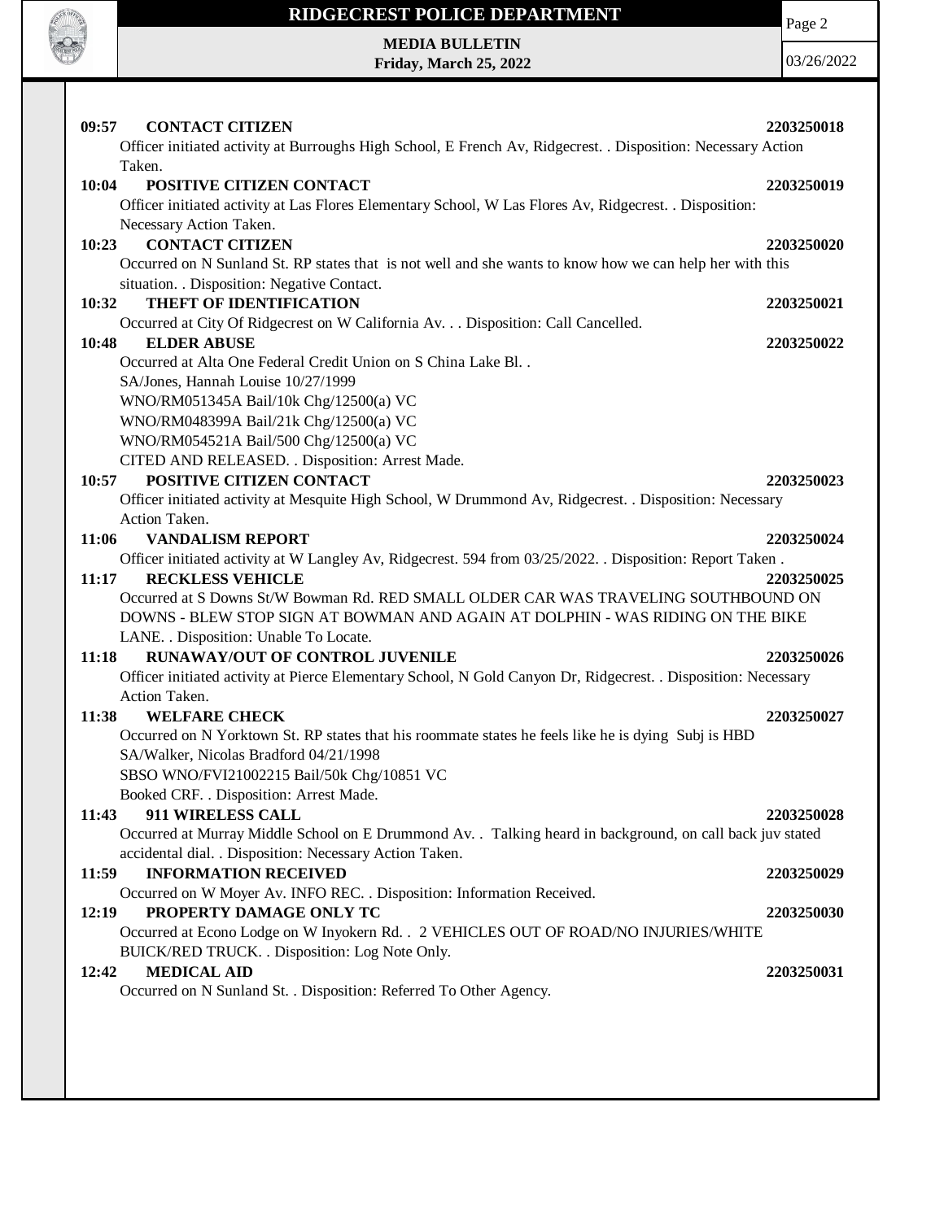**09:57 CONTACT CITIZEN** 2203250018

Officer initiated activity at Burroughs High School, E French Av, Ridgecrest. . Disposition: Necessary Action Taken.

**10:04 POSITIVE CITIZEN CONTACT** 2203250019

Officer initiated activity at Las Flores Elementary School, W Las Flores Av, Ridgecrest. . Disposition: Necessary Action Taken.

**10:23 CONTACT CITIZEN** 2203250020

Occurred on N Sunland St. RP states that is not well and she wants to know how we can help her with this situation. . Disposition: Negative Contact.

**10:32 THEFT OF IDENTIFICATION** 2203250021

Occurred at City Of Ridgecrest on W California Av. . . Disposition: Call Cancelled.

**10:48 ELDER ABUSE** 2203250022

Occurred at Alta One Federal Credit Union on S China Lake Bl. .
SA/Jones, Hannah Louise 10/27/1999
WNO/RM051345A Bail/10k Chg/12500(a) VC
WNO/RM048399A Bail/21k Chg/12500(a) VC
WNO/RM054521A Bail/500 Chg/12500(a) VC
CITED AND RELEASED. . Disposition: Arrest Made.

**10:57 POSITIVE CITIZEN CONTACT** 2203250023

Officer initiated activity at Mesquite High School, W Drummond Av, Ridgecrest. . Disposition: Necessary Action Taken.

**11:06 VANDALISM REPORT** 2203250024

Officer initiated activity at W Langley Av, Ridgecrest. 594 from 03/25/2022. . Disposition: Report Taken .

**11:17 RECKLESS VEHICLE** 2203250025

Occurred at S Downs St/W Bowman Rd. RED SMALL OLDER CAR WAS TRAVELING SOUTHBOUND ON DOWNS - BLEW STOP SIGN AT BOWMAN AND AGAIN AT DOLPHIN - WAS RIDING ON THE BIKE LANE. . Disposition: Unable To Locate.

**11:18 RUNAWAY/OUT OF CONTROL JUVENILE** 2203250026

Officer initiated activity at Pierce Elementary School, N Gold Canyon Dr, Ridgecrest. . Disposition: Necessary Action Taken.

**11:38 WELFARE CHECK** 2203250027

Occurred on N Yorktown St. RP states that his roommate states he feels like he is dying Subj is HBD
SA/Walker, Nicolas Bradford 04/21/1998
SBSO WNO/FVI21002215 Bail/50k Chg/10851 VC
Booked CRF. . Disposition: Arrest Made.

**11:43 911 WIRELESS CALL** 2203250028

Occurred at Murray Middle School on E Drummond Av. . Talking heard in background, on call back juv stated accidental dial. . Disposition: Necessary Action Taken.

**11:59 INFORMATION RECEIVED** 2203250029

Occurred on W Moyer Av. INFO REC. . Disposition: Information Received.

**12:19 PROPERTY DAMAGE ONLY TC** 2203250030

Occurred at Econo Lodge on W Inyokern Rd. . 2 VEHICLES OUT OF ROAD/NO INJURIES/WHITE BUICK/RED TRUCK. . Disposition: Log Note Only.

**12:42 MEDICAL AID** 2203250031

Occurred on N Sunland St. . Disposition: Referred To Other Agency.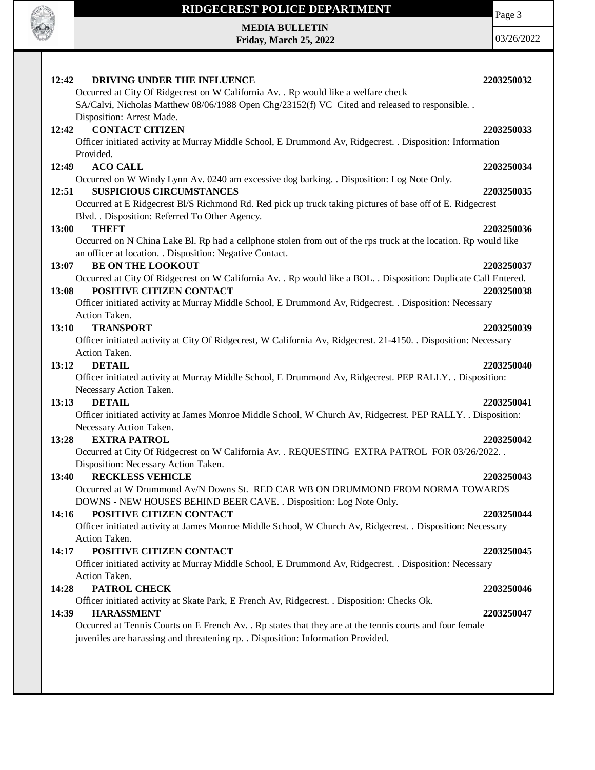**12:42 DRIVING UNDER THE INFLUENCE 2203250032**

Occurred at City Of Ridgecrest on W California Av. . Rp would like a welfare check
SA/Calvi, Nicholas Matthew 08/06/1988 Open Chg/23152(f) VC Cited and released to responsible. .
Disposition: Arrest Made.

**12:42 CONTACT CITIZEN 2203250033**

Officer initiated activity at Murray Middle School, E Drummond Av, Ridgecrest. . Disposition: Information Provided.

**12:49 ACO CALL 2203250034**

Occurred on W Windy Lynn Av. 0240 am excessive dog barking. . Disposition: Log Note Only.

**12:51 SUSPICIOUS CIRCUMSTANCES 2203250035**

Occurred at E Ridgecrest Bl/S Richmond Rd. Red pick up truck taking pictures of base off of E. Ridgecrest Blvd. . Disposition: Referred To Other Agency.

**13:00 THEFT 2203250036**

Occurred on N China Lake Bl. Rp had a cellphone stolen from out of the rps truck at the location. Rp would like an officer at location. . Disposition: Negative Contact.

**13:07 BE ON THE LOOKOUT 2203250037**

Occurred at City Of Ridgecrest on W California Av. . Rp would like a BOL. . Disposition: Duplicate Call Entered.

**13:08 POSITIVE CITIZEN CONTACT 2203250038**

Officer initiated activity at Murray Middle School, E Drummond Av, Ridgecrest. . Disposition: Necessary Action Taken.

**13:10 TRANSPORT 2203250039**

Officer initiated activity at City Of Ridgecrest, W California Av, Ridgecrest. 21-4150. . Disposition: Necessary Action Taken.

**13:12 DETAIL 2203250040**

Officer initiated activity at Murray Middle School, E Drummond Av, Ridgecrest. PEP RALLY. . Disposition: Necessary Action Taken.

**13:13 DETAIL 2203250041**

Officer initiated activity at James Monroe Middle School, W Church Av, Ridgecrest. PEP RALLY. . Disposition: Necessary Action Taken.

**13:28 EXTRA PATROL 2203250042**

Occurred at City Of Ridgecrest on W California Av. . REQUESTING EXTRA PATROL FOR 03/26/2022. .
Disposition: Necessary Action Taken.

**13:40 RECKLESS VEHICLE 2203250043**

Occurred at W Drummond Av/N Downs St. RED CAR WB ON DRUMMOND FROM NORMA TOWARDS DOWNS - NEW HOUSES BEHIND BEER CAVE. . Disposition: Log Note Only.

**14:16 POSITIVE CITIZEN CONTACT 2203250044**

Officer initiated activity at James Monroe Middle School, W Church Av, Ridgecrest. . Disposition: Necessary Action Taken.

**14:17 POSITIVE CITIZEN CONTACT 2203250045**

Officer initiated activity at Murray Middle School, E Drummond Av, Ridgecrest. . Disposition: Necessary Action Taken.

**14:28 PATROL CHECK 2203250046**

Officer initiated activity at Skate Park, E French Av, Ridgecrest. . Disposition: Checks Ok.

**14:39 HARASSMENT 2203250047**

Occurred at Tennis Courts on E French Av. . Rp states that they are at the tennis courts and four female juveniles are harassing and threatening rp. . Disposition: Information Provided.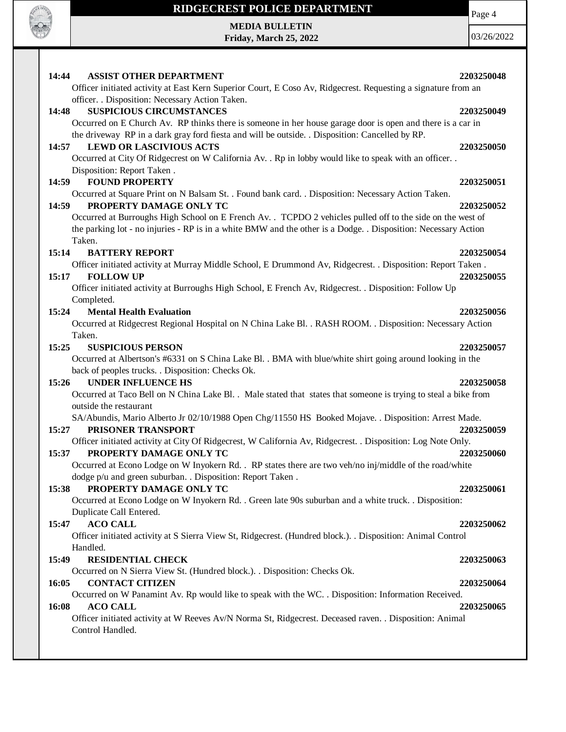**14:44 ASSIST OTHER DEPARTMENT 2203250048**

Officer initiated activity at East Kern Superior Court, E Coso Av, Ridgecrest. Requesting a signature from an officer. . Disposition: Necessary Action Taken.

**14:48 SUSPICIOUS CIRCUMSTANCES 2203250049**

Occurred on E Church Av. RP thinks there is someone in her house garage door is open and there is a car in the driveway RP in a dark gray ford fiesta and will be outside. . Disposition: Cancelled by RP.

**14:57 LEWD OR LASCIVIOUS ACTS 2203250050**

Occurred at City Of Ridgecrest on W California Av. . Rp in lobby would like to speak with an officer. . Disposition: Report Taken .

**14:59 FOUND PROPERTY 2203250051**

Occurred at Square Print on N Balsam St. . Found bank card. . Disposition: Necessary Action Taken.

**14:59 PROPERTY DAMAGE ONLY TC 2203250052**

Occurred at Burroughs High School on E French Av. . TCPDO 2 vehicles pulled off to the side on the west of the parking lot - no injuries - RP is in a white BMW and the other is a Dodge. . Disposition: Necessary Action Taken.

**15:14 BATTERY REPORT 2203250054**

Officer initiated activity at Murray Middle School, E Drummond Av, Ridgecrest. . Disposition: Report Taken .

**15:17 FOLLOW UP 2203250055**

Officer initiated activity at Burroughs High School, E French Av, Ridgecrest. . Disposition: Follow Up Completed.

**15:24 Mental Health Evaluation 2203250056**

Occurred at Ridgecrest Regional Hospital on N China Lake Bl. . RASH ROOM. . Disposition: Necessary Action Taken.

**15:25 SUSPICIOUS PERSON 2203250057**

Occurred at Albertson's #6331 on S China Lake Bl. . BMA with blue/white shirt going around looking in the back of peoples trucks. . Disposition: Checks Ok.

**15:26 UNDER INFLUENCE HS 2203250058**

Occurred at Taco Bell on N China Lake Bl. . Male stated that states that someone is trying to steal a bike from outside the restaurant

SA/Abundis, Mario Alberto Jr 02/10/1988 Open Chg/11550 HS Booked Mojave. . Disposition: Arrest Made.

**15:27 PRISONER TRANSPORT 2203250059**

Officer initiated activity at City Of Ridgecrest, W California Av, Ridgecrest. . Disposition: Log Note Only.

**15:37 PROPERTY DAMAGE ONLY TC 2203250060**

Occurred at Econo Lodge on W Inyokern Rd. . RP states there are two veh/no inj/middle of the road/white dodge p/u and green suburban. . Disposition: Report Taken .

**15:38 PROPERTY DAMAGE ONLY TC 2203250061**

Occurred at Econo Lodge on W Inyokern Rd. . Green late 90s suburban and a white truck. . Disposition: Duplicate Call Entered.

**15:47 ACO CALL 2203250062**

Officer initiated activity at S Sierra View St, Ridgecrest. (Hundred block.). . Disposition: Animal Control Handled.

**15:49 RESIDENTIAL CHECK 2203250063**

Occurred on N Sierra View St. (Hundred block.). . Disposition: Checks Ok.

**16:05 CONTACT CITIZEN 2203250064**

Occurred on W Panamint Av. Rp would like to speak with the WC. . Disposition: Information Received.

**16:08 ACO CALL 2203250065**

Officer initiated activity at W Reeves Av/N Norma St, Ridgecrest. Deceased raven. . Disposition: Animal Control Handled.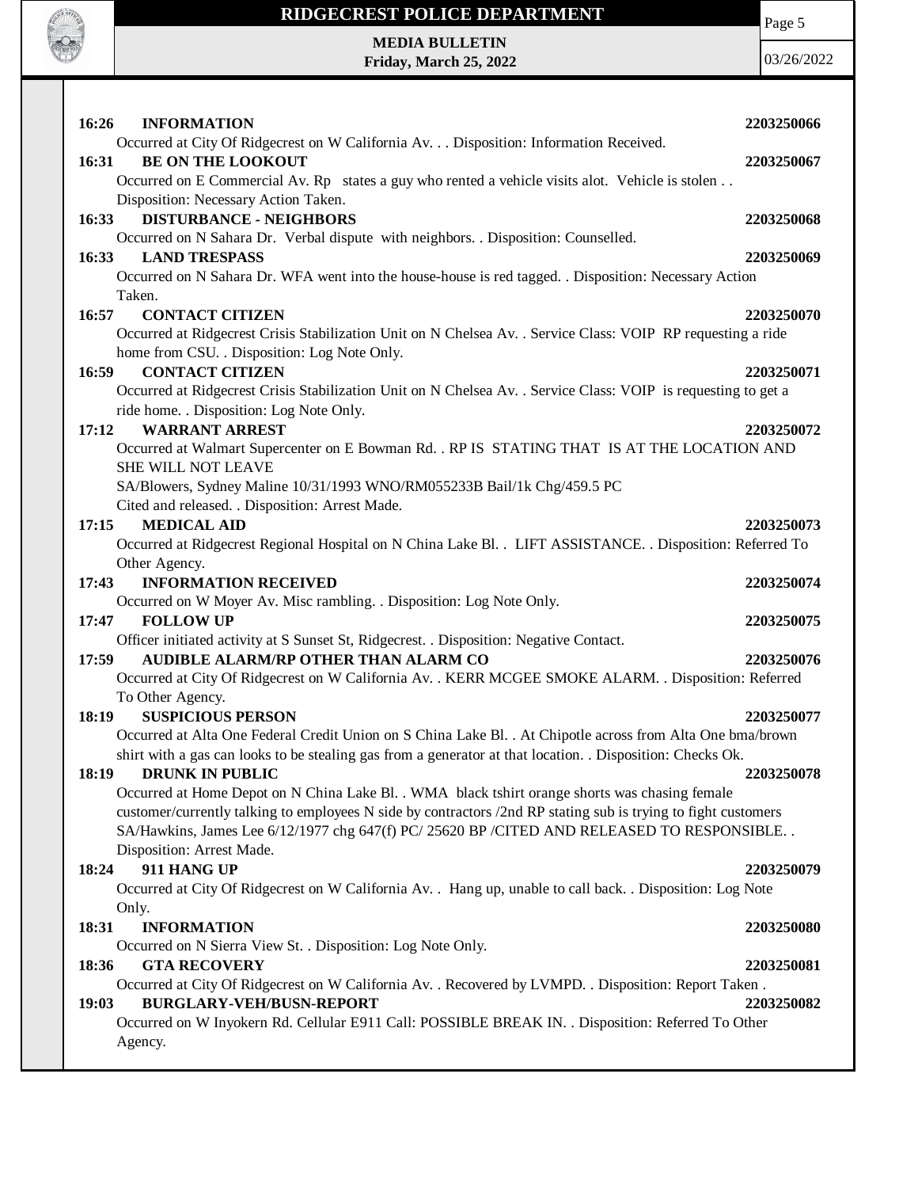**16:26 INFORMATION 2203250066**

Occurred at City Of Ridgecrest on W California Av. . . Disposition: Information Received.

**16:31 BE ON THE LOOKOUT 2203250067**

Occurred on E Commercial Av. Rp states a guy who rented a vehicle visits alot. Vehicle is stolen . . Disposition: Necessary Action Taken.

**16:33 DISTURBANCE - NEIGHBORS 2203250068**

Occurred on N Sahara Dr. Verbal dispute with neighbors. . Disposition: Counselled.

**16:33 LAND TRESPASS 2203250069**

Occurred on N Sahara Dr. WFA went into the house-house is red tagged. . Disposition: Necessary Action Taken.

**16:57 CONTACT CITIZEN 2203250070**

Occurred at Ridgecrest Crisis Stabilization Unit on N Chelsea Av. . Service Class: VOIP RP requesting a ride home from CSU. . Disposition: Log Note Only.

**16:59 CONTACT CITIZEN 2203250071**

Occurred at Ridgecrest Crisis Stabilization Unit on N Chelsea Av. . Service Class: VOIP is requesting to get a ride home. . Disposition: Log Note Only.

**17:12 WARRANT ARREST 2203250072**

Occurred at Walmart Supercenter on E Bowman Rd. . RP IS STATING THAT IS AT THE LOCATION AND SHE WILL NOT LEAVE
SA/Blowers, Sydney Maline 10/31/1993 WNO/RM055233B Bail/1k Chg/459.5 PC
Cited and released. . Disposition: Arrest Made.

**17:15 MEDICAL AID 2203250073**

Occurred at Ridgecrest Regional Hospital on N China Lake Bl. . LIFT ASSISTANCE. . Disposition: Referred To Other Agency.

**17:43 INFORMATION RECEIVED 2203250074**

Occurred on W Moyer Av. Misc rambling. . Disposition: Log Note Only.

**17:47 FOLLOW UP 2203250075**

Officer initiated activity at S Sunset St, Ridgecrest. . Disposition: Negative Contact.

**17:59 AUDIBLE ALARM/RP OTHER THAN ALARM CO 2203250076**

Occurred at City Of Ridgecrest on W California Av. . KERR MCGEE SMOKE ALARM. . Disposition: Referred To Other Agency.

**18:19 SUSPICIOUS PERSON 2203250077**

Occurred at Alta One Federal Credit Union on S China Lake Bl. . At Chipotle across from Alta One bma/brown shirt with a gas can looks to be stealing gas from a generator at that location. . Disposition: Checks Ok.

**18:19 DRUNK IN PUBLIC 2203250078**

Occurred at Home Depot on N China Lake Bl. . WMA black tshirt orange shorts was chasing female customer/currently talking to employees N side by contractors /2nd RP stating sub is trying to fight customers SA/Hawkins, James Lee 6/12/1977 chg 647(f) PC/ 25620 BP /CITED AND RELEASED TO RESPONSIBLE. . Disposition: Arrest Made.

**18:24 911 HANG UP 2203250079**

Occurred at City Of Ridgecrest on W California Av. . Hang up, unable to call back. . Disposition: Log Note Only.

**18:31 INFORMATION 2203250080**

Occurred on N Sierra View St. . Disposition: Log Note Only.

**18:36 GTA RECOVERY 2203250081**

Occurred at City Of Ridgecrest on W California Av. . Recovered by LVMPD. . Disposition: Report Taken .

**19:03 BURGLARY-VEH/BUSN-REPORT 2203250082**

Occurred on W Inyokern Rd. Cellular E911 Call: POSSIBLE BREAK IN. . Disposition: Referred To Other Agency.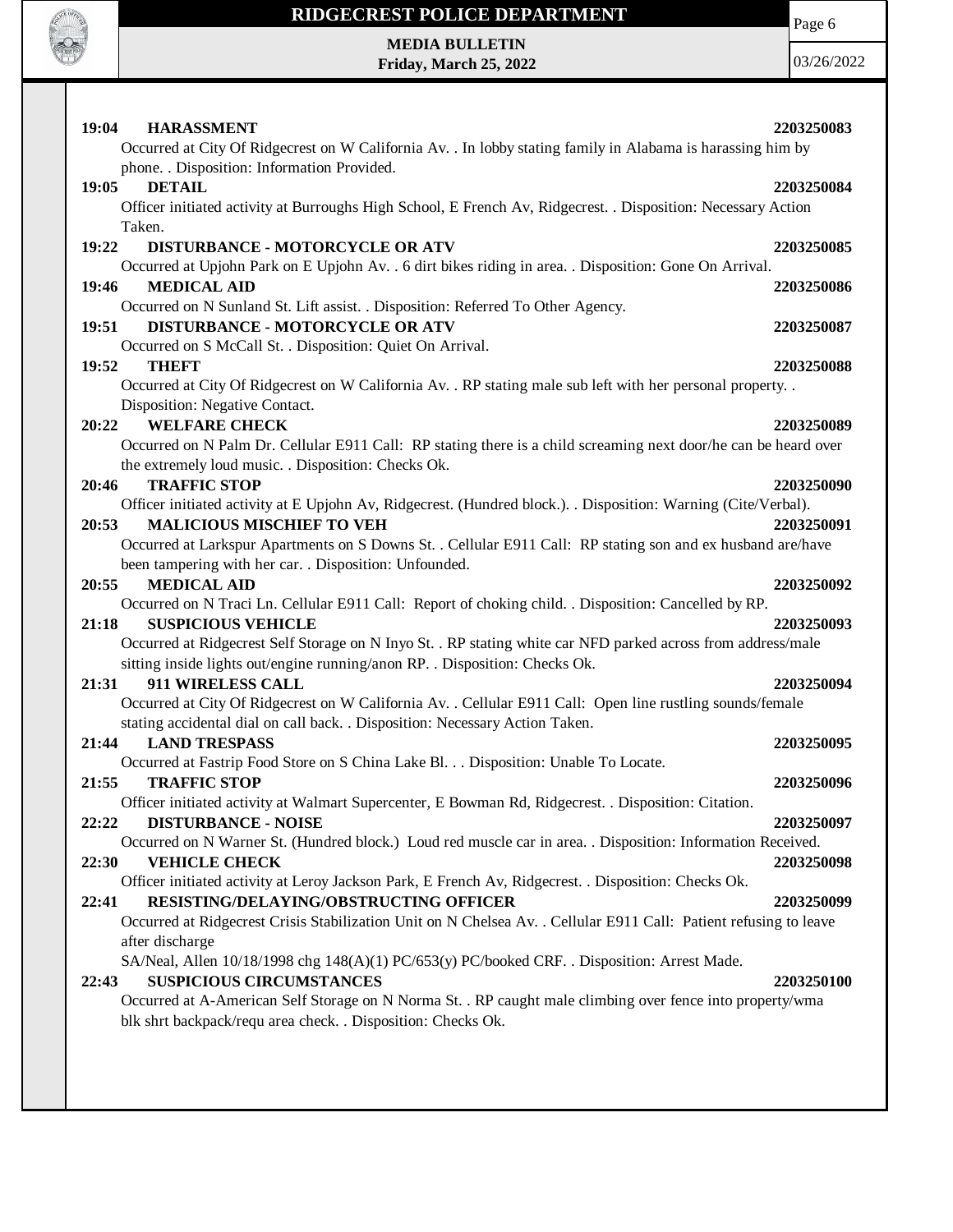**19:04 HARASSMENT** **2203250083**

Occurred at City Of Ridgecrest on W California Av. . In lobby stating family in Alabama is harassing him by phone. . Disposition: Information Provided.

**19:05 DETAIL** **2203250084**

Officer initiated activity at Burroughs High School, E French Av, Ridgecrest. . Disposition: Necessary Action Taken.

**19:22 DISTURBANCE - MOTORCYCLE OR ATV** **2203250085**

Occurred at Upjohn Park on E Upjohn Av. . 6 dirt bikes riding in area. . Disposition: Gone On Arrival.

**19:46 MEDICAL AID** **2203250086**

Occurred on N Sunland St. Lift assist. . Disposition: Referred To Other Agency.

**19:51 DISTURBANCE - MOTORCYCLE OR ATV** **2203250087**

Occurred on S McCall St. . Disposition: Quiet On Arrival.

**19:52 THEFT** **2203250088**

Occurred at City Of Ridgecrest on W California Av. . RP stating male sub left with her personal property. . Disposition: Negative Contact.

**20:22 WELFARE CHECK** **2203250089**

Occurred on N Palm Dr. Cellular E911 Call: RP stating there is a child screaming next door/he can be heard over the extremely loud music. . Disposition: Checks Ok.

**20:46 TRAFFIC STOP** **2203250090**

Officer initiated activity at E Upjohn Av, Ridgecrest. (Hundred block.). . Disposition: Warning (Cite/Verbal).

**20:53 MALICIOUS MISCHIEF TO VEH** **2203250091**

Occurred at Larkspur Apartments on S Downs St. . Cellular E911 Call: RP stating son and ex husband are/have been tampering with her car. . Disposition: Unfounded.

**20:55 MEDICAL AID** **2203250092**

Occurred on N Traci Ln. Cellular E911 Call: Report of choking child. . Disposition: Cancelled by RP.

**21:18 SUSPICIOUS VEHICLE** **2203250093**

Occurred at Ridgecrest Self Storage on N Inyo St. . RP stating white car NFD parked across from address/male sitting inside lights out/engine running/anon RP. . Disposition: Checks Ok.

**21:31 911 WIRELESS CALL** **2203250094**

Occurred at City Of Ridgecrest on W California Av. . Cellular E911 Call: Open line rustling sounds/female stating accidental dial on call back. . Disposition: Necessary Action Taken.

**21:44 LAND TRESPASS** **2203250095**

Occurred at Fastrip Food Store on S China Lake Bl. . . Disposition: Unable To Locate.

**21:55 TRAFFIC STOP** **2203250096**

Officer initiated activity at Walmart Supercenter, E Bowman Rd, Ridgecrest. . Disposition: Citation.

**22:22 DISTURBANCE - NOISE** **2203250097**

Occurred on N Warner St. (Hundred block.) Loud red muscle car in area. . Disposition: Information Received.

**22:30 VEHICLE CHECK** **2203250098**

Officer initiated activity at Leroy Jackson Park, E French Av, Ridgecrest. . Disposition: Checks Ok.

**22:41 RESISTING/DELAYING/OBSTRUCTING OFFICER** **2203250099**

Occurred at Ridgecrest Crisis Stabilization Unit on N Chelsea Av. . Cellular E911 Call: Patient refusing to leave after discharge

SA/Neal, Allen 10/18/1998 chg 148(A)(1) PC/653(y) PC/booked CRF. . Disposition: Arrest Made.

**22:43 SUSPICIOUS CIRCUMSTANCES** **2203250100**

Occurred at A-American Self Storage on N Norma St. . RP caught male climbing over fence into property/wma blk shrt backpack/requ area check. . Disposition: Checks Ok.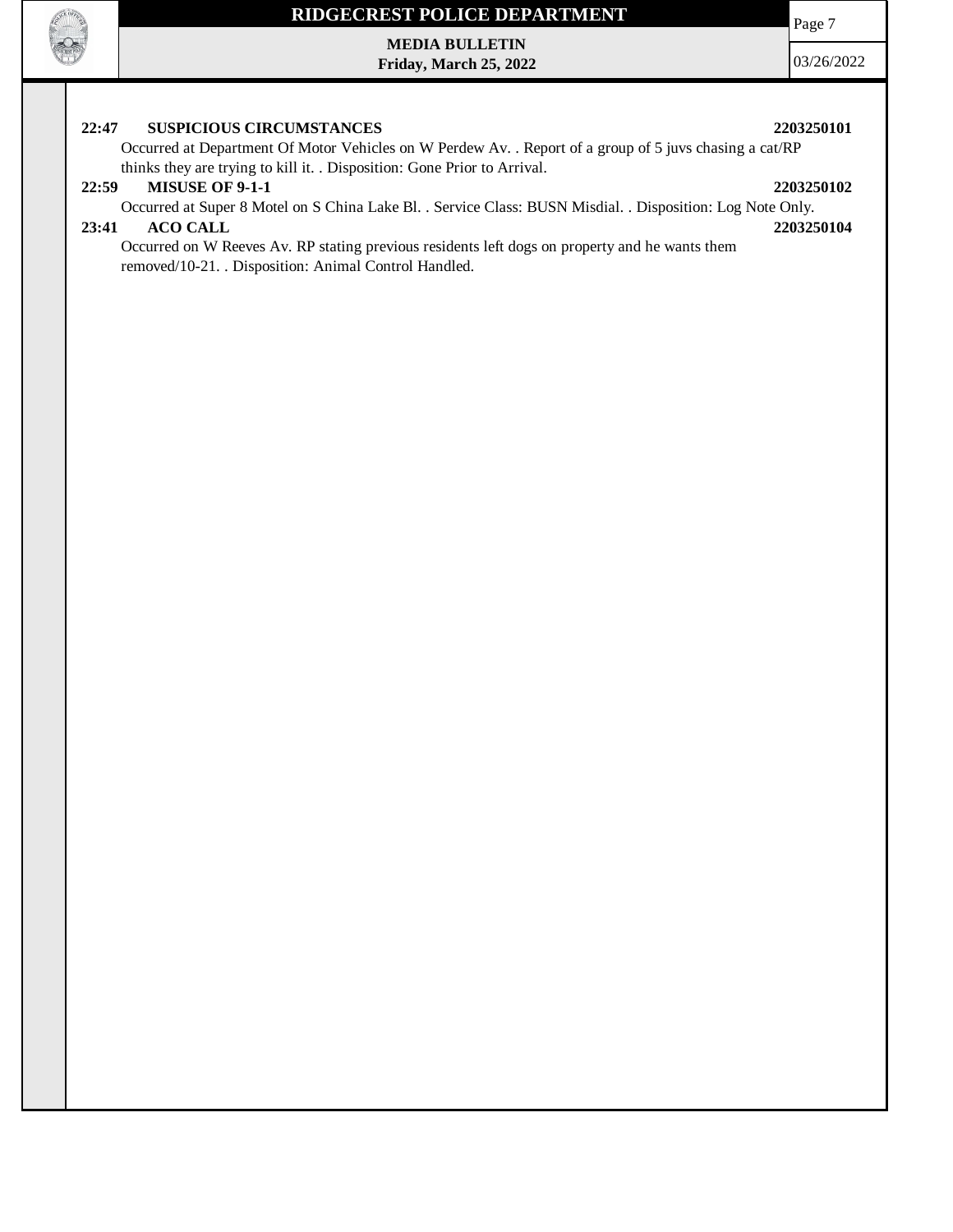**22:47 SUSPICIOUS CIRCUMSTANCES 2203250101**

Occurred at Department Of Motor Vehicles on W Perdew Av. . Report of a group of 5 juvs chasing a cat/RP thinks they are trying to kill it. . Disposition: Gone Prior to Arrival.

**22:59 MISUSE OF 9-1-1 2203250102**

Occurred at Super 8 Motel on S China Lake Bl. . Service Class: BUSN Misdial. . Disposition: Log Note Only.

**23:41 ACO CALL 2203250104**

Occurred on W Reeves Av. RP stating previous residents left dogs on property and he wants them removed/10-21. . Disposition: Animal Control Handled.